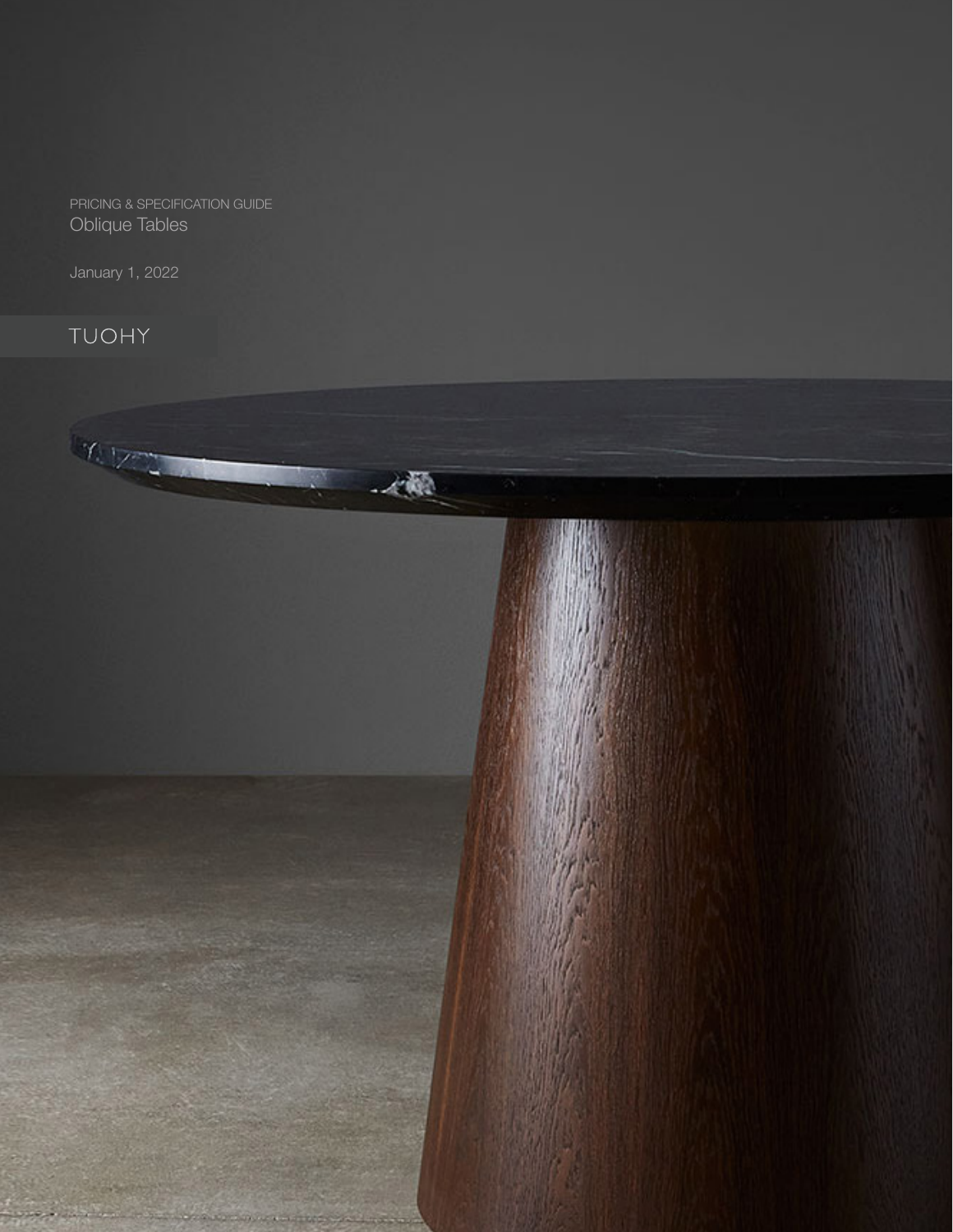PRICING & SPECIFICATION GUIDE

# Oblique Tables

January 1, 2022

TUOHY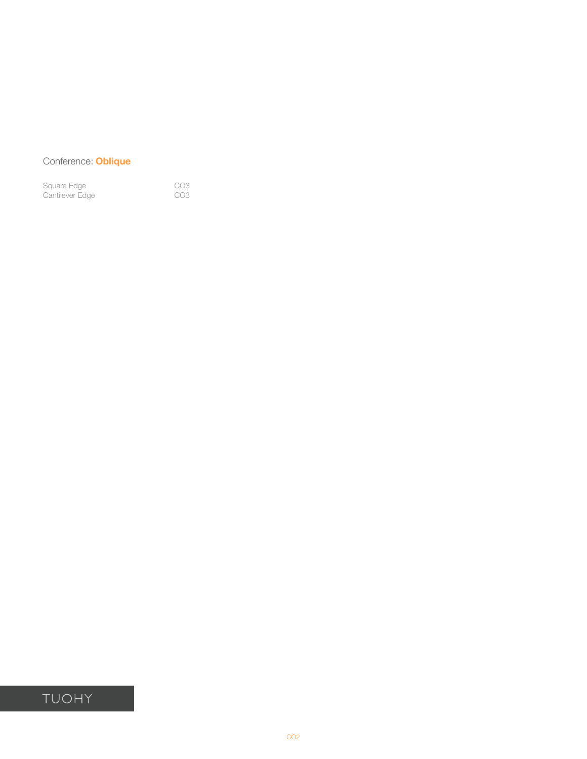## Conference: **Oblique**

| | |
|---|---|
| Square Edge | CO3 |
| Cantilever Edge | CO3 |

TUOHY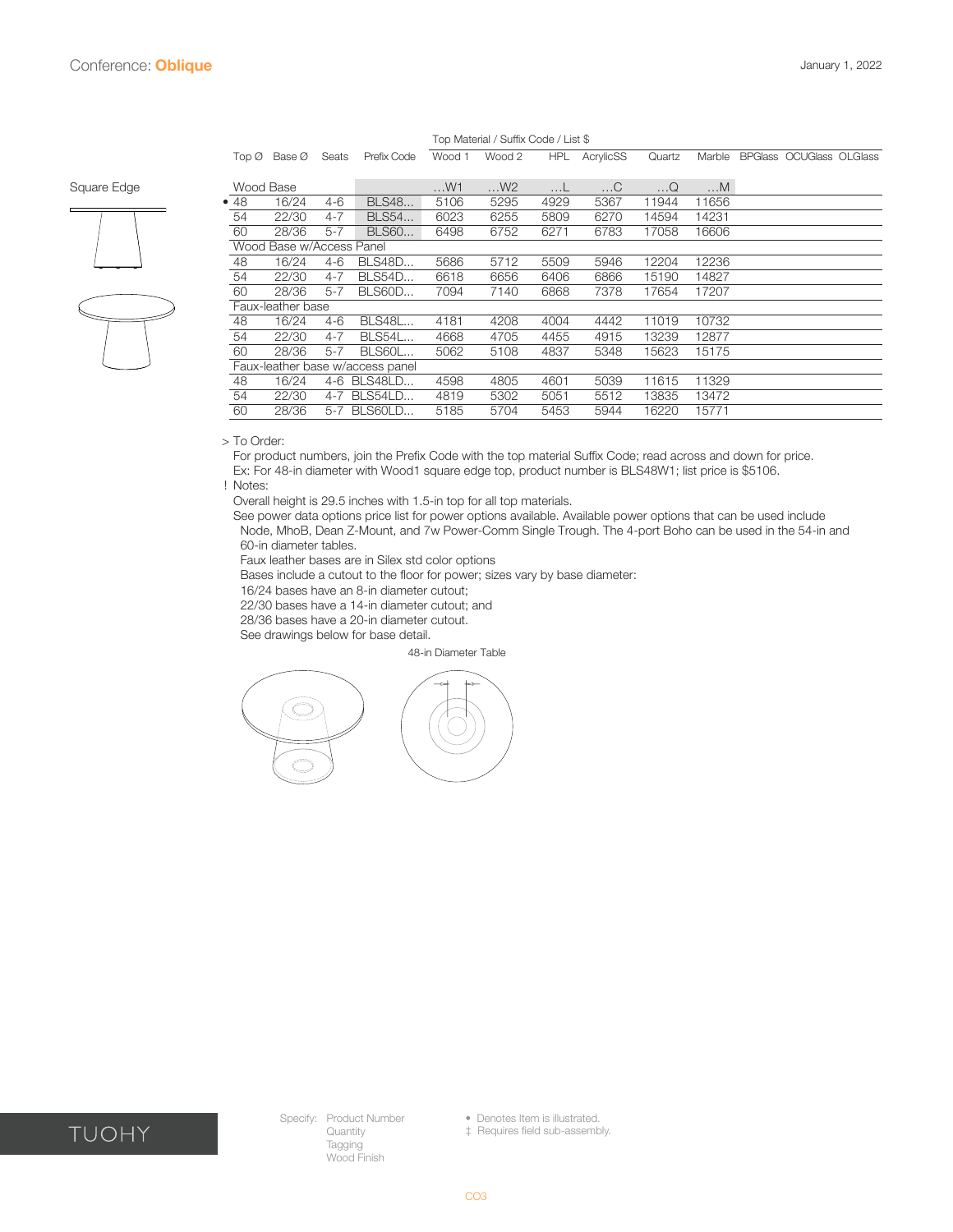# Conference: **Oblique**

January 1, 2022

## Square Edge

| Top Ø | Base Ø | Seats | Prefix Code | Wood 1 | Wood 2 | HPL | AcrylicSS | Quartz | Marble | BPGlass | OCUGlass | OLGlass |
|---|---|---|---|---|---|---|---|---|---|---|---|---|
| | | | | Top Material / Suffix Code / List $ | | | | | | | | |
| Wood Base | | | | …W1 | …W2 | …L | …C | …Q | …M | | | |
| • 48 | 16/24 | 4-6 | BLS48… | 5106 | 5295 | 4929 | 5367 | 11944 | 11656 | | | |
| 54 | 22/30 | 4-7 | BLS54… | 6023 | 6255 | 5809 | 6270 | 14594 | 14231 | | | |
| 60 | 28/36 | 5-7 | BLS60… | 6498 | 6752 | 6271 | 6783 | 17058 | 16606 | | | |
| Wood Base w/Access Panel | | | | | | | | | | | | |
| 48 | 16/24 | 4-6 | BLS48D… | 5686 | 5712 | 5509 | 5946 | 12204 | 12236 | | | |
| 54 | 22/30 | 4-7 | BLS54D… | 6618 | 6656 | 6406 | 6866 | 15190 | 14827 | | | |
| 60 | 28/36 | 5-7 | BLS60D… | 7094 | 7140 | 6868 | 7378 | 17654 | 17207 | | | |
| Faux-leather base | | | | | | | | | | | | |
| 48 | 16/24 | 4-6 | BLS48L… | 4181 | 4208 | 4004 | 4442 | 11019 | 10732 | | | |
| 54 | 22/30 | 4-7 | BLS54L… | 4668 | 4705 | 4455 | 4915 | 13239 | 12877 | | | |
| 60 | 28/36 | 5-7 | BLS60L… | 5062 | 5108 | 4837 | 5348 | 15623 | 15175 | | | |
| Faux-leather base w/access panel | | | | | | | | | | | | |
| 48 | 16/24 | 4-6 | BLS48LD… | 4598 | 4805 | 4601 | 5039 | 11615 | 11329 | | | |
| 54 | 22/30 | 4-7 | BLS54LD… | 4819 | 5302 | 5051 | 5512 | 13835 | 13472 | | | |
| 60 | 28/36 | 5-7 | BLS60LD… | 5185 | 5704 | 5453 | 5944 | 16220 | 15771 | | | |

> To Order:

For product numbers, join the Prefix Code with the top material Suffix Code; read across and down for price.
Ex: For 48-in diameter with Wood1 square edge top, product number is BLS48W1; list price is $5106.

! Notes:

Overall height is 29.5 inches with 1.5-in top for all top materials.
See power data options price list for power options available. Available power options that can be used include Node, MhoB, Dean Z-Mount, and 7w Power-Comm Single Trough. The 4-port Boho can be used in the 54-in and 60-in diameter tables.
Faux leather bases are in Silex std color options
Bases include a cutout to the floor for power; sizes vary by base diameter:
16/24 bases have an 8-in diameter cutout;
22/30 bases have a 14-in diameter cutout; and
28/36 bases have a 20-in diameter cutout.
See drawings below for base detail.

48-in Diameter Table

TUOHY

Specify: Product Number
Quantity
Tagging
Wood Finish

• Denotes Item is illustrated.
‡ Requires field sub-assembly.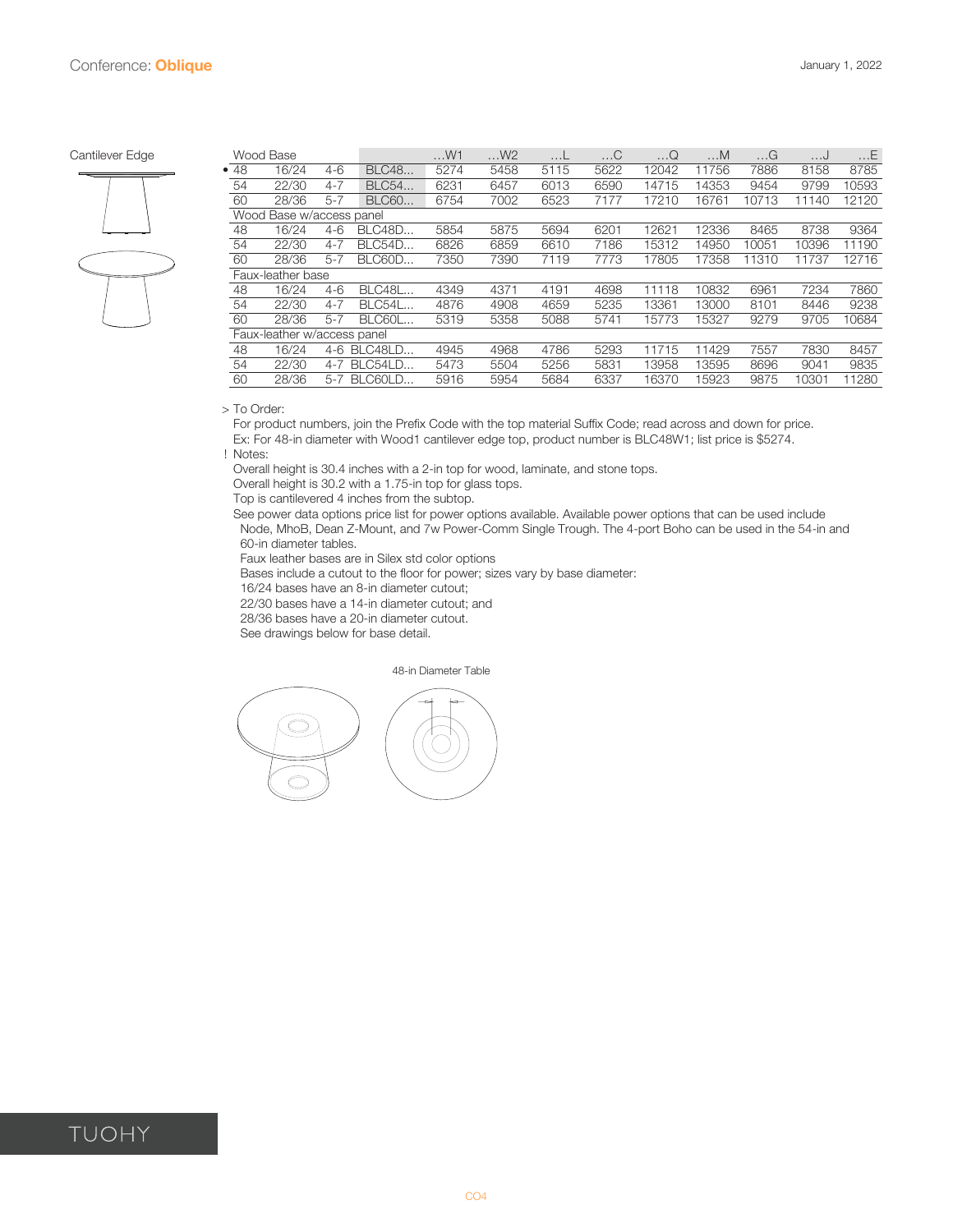# Conference: **Oblique**

January 1, 2022

Cantilever Edge

| Wood Base | | | | …W1 | …W2 | …L | …C | …Q | …M | …G | …J | …E |
|---|---|---|---|---|---|---|---|---|---|---|---|---|
| • 48 | 16/24 | 4-6 | BLC48… | 5274 | 5458 | 5115 | 5622 | 12042 | 11756 | 7886 | 8158 | 8785 |
| 54 | 22/30 | 4-7 | BLC54… | 6231 | 6457 | 6013 | 6590 | 14715 | 14353 | 9454 | 9799 | 10593 |
| 60 | 28/36 | 5-7 | BLC60… | 6754 | 7002 | 6523 | 7177 | 17210 | 16761 | 10713 | 11140 | 12120 |
| Wood Base w/access panel | | | | | | | | | | | | |
| 48 | 16/24 | 4-6 | BLC48D… | 5854 | 5875 | 5694 | 6201 | 12621 | 12336 | 8465 | 8738 | 9364 |
| 54 | 22/30 | 4-7 | BLC54D… | 6826 | 6859 | 6610 | 7186 | 15312 | 14950 | 10051 | 10396 | 11190 |
| 60 | 28/36 | 5-7 | BLC60D… | 7350 | 7390 | 7119 | 7773 | 17805 | 17358 | 11310 | 11737 | 12716 |
| Faux-leather base | | | | | | | | | | | | |
| 48 | 16/24 | 4-6 | BLC48L… | 4349 | 4371 | 4191 | 4698 | 11118 | 10832 | 6961 | 7234 | 7860 |
| 54 | 22/30 | 4-7 | BLC54L… | 4876 | 4908 | 4659 | 5235 | 13361 | 13000 | 8101 | 8446 | 9238 |
| 60 | 28/36 | 5-7 | BLC60L… | 5319 | 5358 | 5088 | 5741 | 15773 | 15327 | 9279 | 9705 | 10684 |
| Faux-leather w/access panel | | | | | | | | | | | | |
| 48 | 16/24 | 4-6 | BLC48LD… | 4945 | 4968 | 4786 | 5293 | 11715 | 11429 | 7557 | 7830 | 8457 |
| 54 | 22/30 | 4-7 | BLC54LD… | 5473 | 5504 | 5256 | 5831 | 13958 | 13595 | 8696 | 9041 | 9835 |
| 60 | 28/36 | 5-7 | BLC60LD… | 5916 | 5954 | 5684 | 6337 | 16370 | 15923 | 9875 | 10301 | 11280 |

> To Order:

For product numbers, join the Prefix Code with the top material Suffix Code; read across and down for price.
Ex: For 48-in diameter with Wood1 cantilever edge top, product number is BLC48W1; list price is $5274.

! Notes:

Overall height is 30.4 inches with a 2-in top for wood, laminate, and stone tops.
Overall height is 30.2 with a 1.75-in top for glass tops.
Top is cantilevered 4 inches from the subtop.
See power data options price list for power options available. Available power options that can be used include Node, MhoB, Dean Z-Mount, and 7w Power-Comm Single Trough. The 4-port Boho can be used in the 54-in and 60-in diameter tables.
Faux leather bases are in Silex std color options
Bases include a cutout to the floor for power; sizes vary by base diameter:
16/24 bases have an 8-in diameter cutout;
22/30 bases have a 14-in diameter cutout; and
28/36 bases have a 20-in diameter cutout.
See drawings below for base detail.

48-in Diameter Table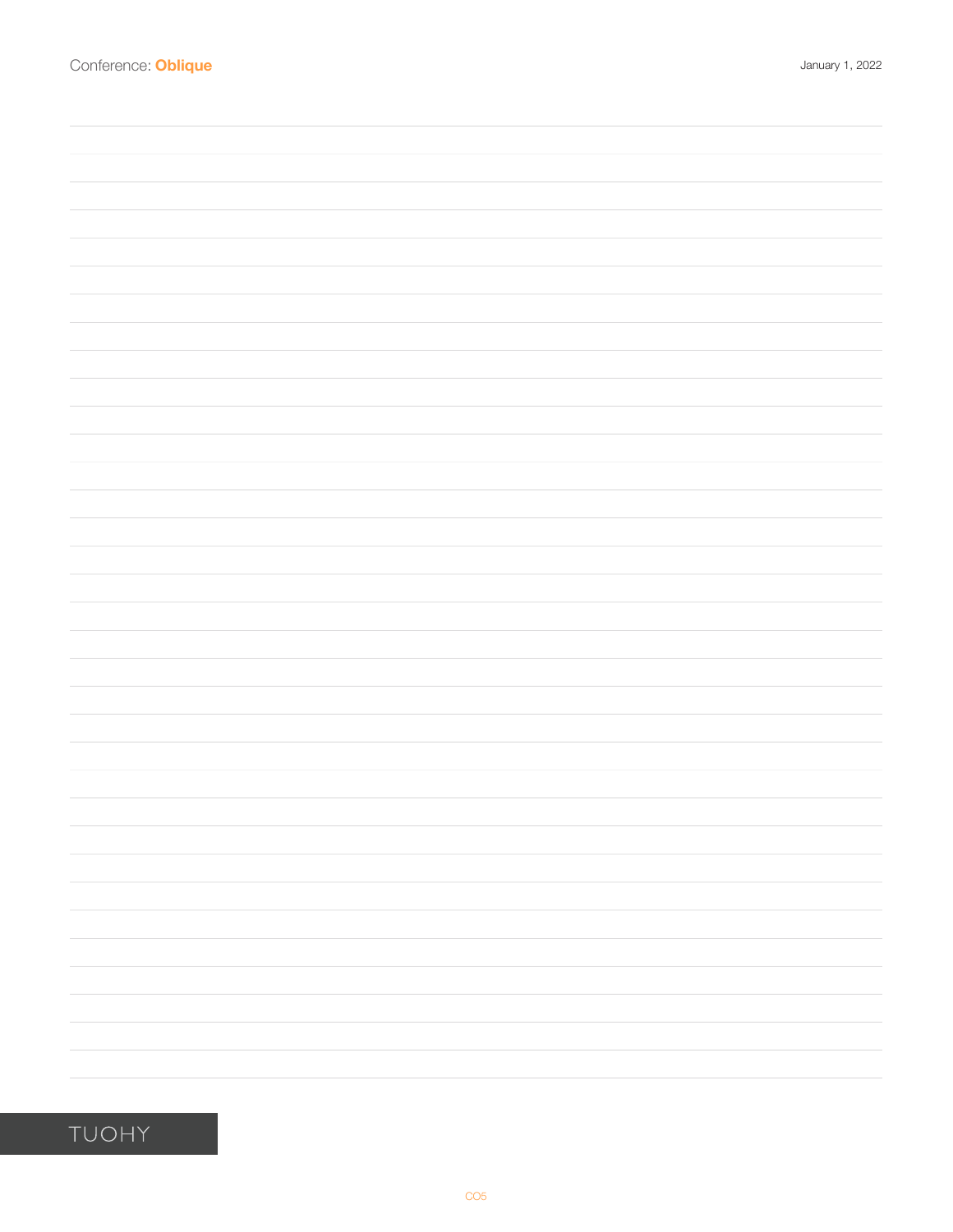Conference: **Oblique**

January 1, 2022

TUOHY

CO5